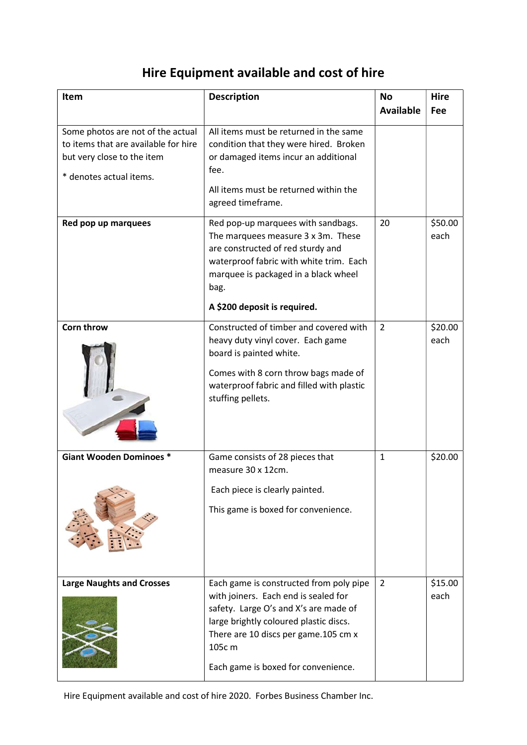# Hire Equipment available and cost of hire

| Item | Description | No Available | Hire Fee |
| --- | --- | --- | --- |
| Some photos are not of the actual to items that are available for hire but very close to the item<br><br>* denotes actual items. | All items must be returned in the same condition that they were hired. Broken or damaged items incur an additional fee.<br><br>All items must be returned within the agreed timeframe. | | |
| **Red pop up marquees** | Red pop-up marquees with sandbags. The marquees measure 3 x 3m. These are constructed of red sturdy and waterproof fabric with white trim. Each marquee is packaged in a black wheel bag.<br><br>**A $200 deposit is required.** | 20 | $50.00 each |
| **Corn throw** | Constructed of timber and covered with heavy duty vinyl cover. Each game board is painted white.<br><br>Comes with 8 corn throw bags made of waterproof fabric and filled with plastic stuffing pellets. | 2 | $20.00 each |
| **Giant Wooden Dominoes *** | Game consists of 28 pieces that measure 30 x 12cm.<br><br>Each piece is clearly painted.<br><br>This game is boxed for convenience. | 1 | $20.00 |
| **Large Naughts and Crosses** | Each game is constructed from poly pipe with joiners. Each end is sealed for safety. Large O's and X's are made of large brightly coloured plastic discs. There are 10 discs per game.105 cm x 105c m<br><br>Each game is boxed for convenience. | 2 | $15.00 each |

Hire Equipment available and cost of hire 2020. Forbes Business Chamber Inc.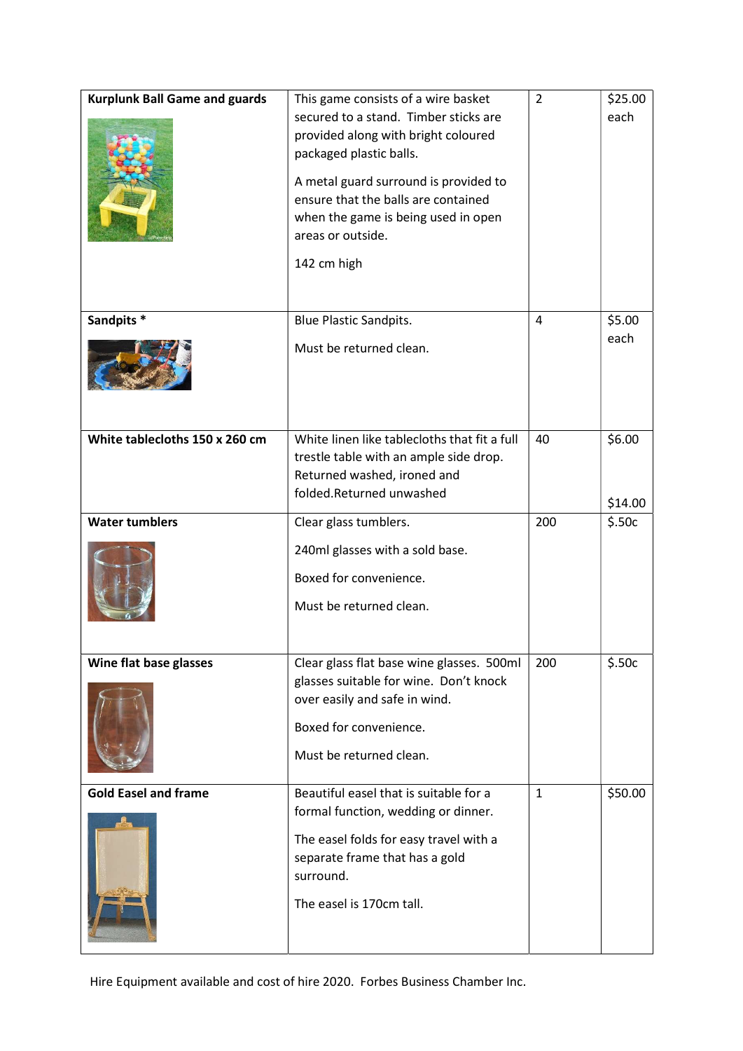| Kurplunk Ball Game and guards | This game consists of a wire basket secured to a stand. Timber sticks are provided along with bright coloured packaged plastic balls.<br><br>A metal guard surround is provided to ensure that the balls are contained when the game is being used in open areas or outside.<br><br>142 cm high | 2 | $25.00 each |
|---|---|---|---|
| **Sandpits *** | Blue Plastic Sandpits.<br><br>Must be returned clean. | 4 | $5.00 each |
| **White tablecloths 150 x 260 cm** | White linen like tablecloths that fit a full trestle table with an ample side drop. Returned washed, ironed and folded.Returned unwashed | 40 | $6.00<br><br>$14.00 |
| **Water tumblers** | Clear glass tumblers.<br><br>240ml glasses with a sold base.<br><br>Boxed for convenience.<br><br>Must be returned clean. | 200 | $.50c |
| **Wine flat base glasses** | Clear glass flat base wine glasses. 500ml glasses suitable for wine. Don't knock over easily and safe in wind.<br><br>Boxed for convenience.<br><br>Must be returned clean. | 200 | $.50c |
| **Gold Easel and frame** | Beautiful easel that is suitable for a formal function, wedding or dinner.<br><br>The easel folds for easy travel with a separate frame that has a gold surround.<br><br>The easel is 170cm tall. | 1 | $50.00 |

Hire Equipment available and cost of hire 2020. Forbes Business Chamber Inc.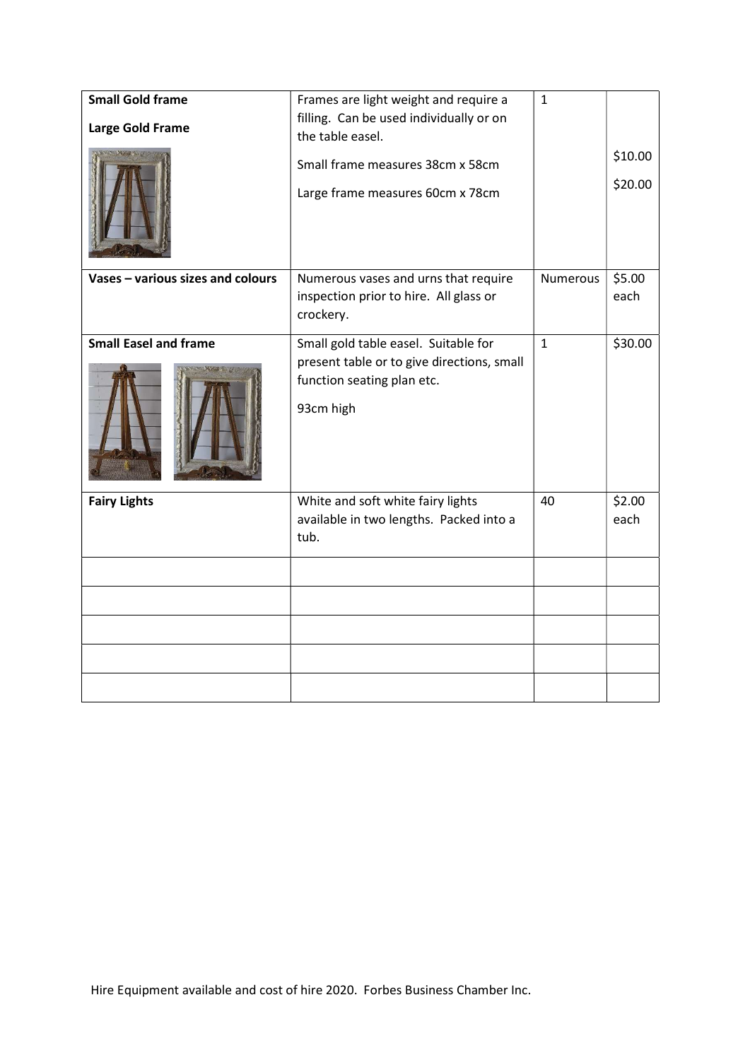| | | | |
|---|---|---|---|
| **Small Gold frame**<br><br>**Large Gold Frame** | Frames are light weight and require a filling. Can be used individually or on the table easel.<br><br>Small frame measures 38cm x 58cm<br><br>Large frame measures 60cm x 78cm | 1 | $10.00<br><br>$20.00 |
| **Vases – various sizes and colours** | Numerous vases and urns that require inspection prior to hire. All glass or crockery. | Numerous | $5.00 each |
| **Small Easel and frame** | Small gold table easel. Suitable for present table or to give directions, small function seating plan etc.<br><br>93cm high | 1 | $30.00 |
| **Fairy Lights** | White and soft white fairy lights available in two lengths. Packed into a tub. | 40 | $2.00 each |
| | | | |
| | | | |
| | | | |
| | | | |
| | | | |

Hire Equipment available and cost of hire 2020. Forbes Business Chamber Inc.